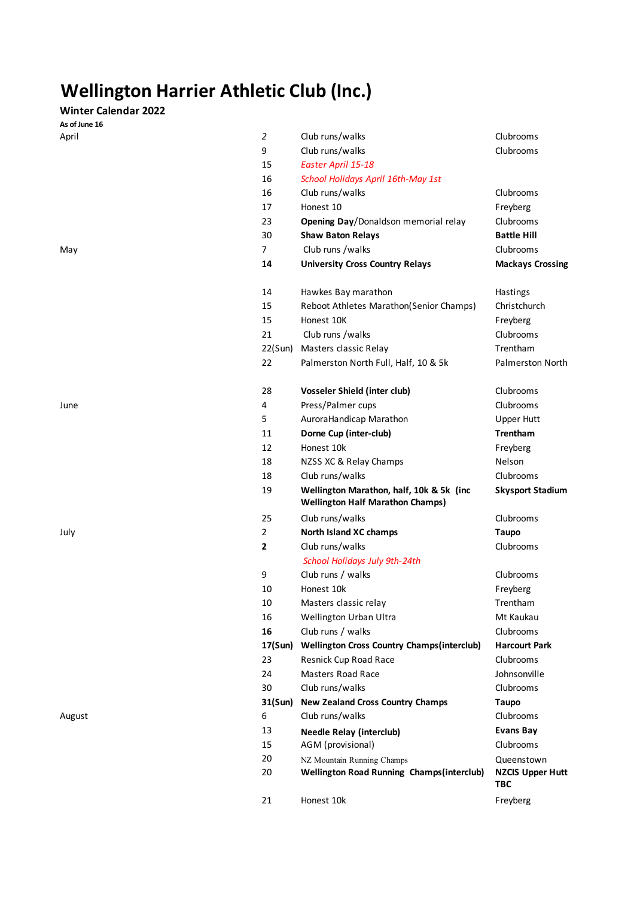# Wellington Harrier Athletic Club (Inc.)

**Winter Calendar 2022**

**As of June 16**

| Month | Date | Event | Location |
|---|---|---|---|
| April | *2* | Club runs/walks | Clubrooms |
| | 9 | Club runs/walks | Clubrooms |
| | 15 | *Easter April 15-18* | |
| | 16 | *School Holidays April 16th-May 1st* | |
| | 16 | Club runs/walks | Clubrooms |
| | 17 | Honest 10 | Freyberg |
| | 23 | **Opening Day**/Donaldson memorial relay | Clubrooms |
| | 30 | **Shaw Baton Relays** | **Battle Hill** |
| May | 7 | Club runs /walks | Clubrooms |
| | **14** | **University Cross Country Relays** | **Mackays Crossing** |
| | 14 | Hawkes Bay marathon | Hastings |
| | 15 | Reboot Athletes Marathon(Senior Champs) | Christchurch |
| | 15 | Honest 10K | Freyberg |
| | 21 | Club runs /walks | Clubrooms |
| | 22(Sun) | Masters classic Relay | Trentham |
| | 22 | Palmerston North Full, Half, 10 & 5k | Palmerston North |
| | 28 | **Vosseler Shield (inter club)** | Clubrooms |
| June | 4 | Press/Palmer cups | Clubrooms |
| | 5 | AuroraHandicap Marathon | Upper Hutt |
| | 11 | **Dorne Cup (inter-club)** | **Trentham** |
| | 12 | Honest 10k | Freyberg |
| | 18 | NZSS XC & Relay Champs | Nelson |
| | 18 | Club runs/walks | Clubrooms |
| | 19 | **Wellington Marathon, half, 10k & 5k (inc Wellington Half Marathon Champs)** | **Skysport Stadium** |
| | 25 | Club runs/walks | Clubrooms |
| July | 2 | **North Island XC champs** | **Taupo** |
| | **2** | Club runs/walks | Clubrooms |
| | | *School Holidays July 9th-24th* | |
| | 9 | Club runs / walks | Clubrooms |
| | 10 | Honest 10k | Freyberg |
| | 10 | Masters classic relay | Trentham |
| | 16 | Wellington Urban Ultra | Mt Kaukau |
| | **16** | Club runs / walks | Clubrooms |
| | **17(Sun)** | **Wellington Cross Country Champs(interclub)** | **Harcourt Park** |
| | 23 | Resnick Cup Road Race | Clubrooms |
| | 24 | Masters Road Race | Johnsonville |
| | 30 | Club runs/walks | Clubrooms |
| | **31(Sun)** | **New Zealand Cross Country Champs** | **Taupo** |
| August | 6 | Club runs/walks | Clubrooms |
| | 13 | **Needle Relay (interclub)** | **Evans Bay** |
| | 15 | AGM (provisional) | Clubrooms |
| | 20 | NZ Mountain Running Champs | Queenstown |
| | 20 | **Wellington Road Running Champs(interclub)** | **NZCIS Upper Hutt TBC** |
| | 21 | Honest 10k | Freyberg |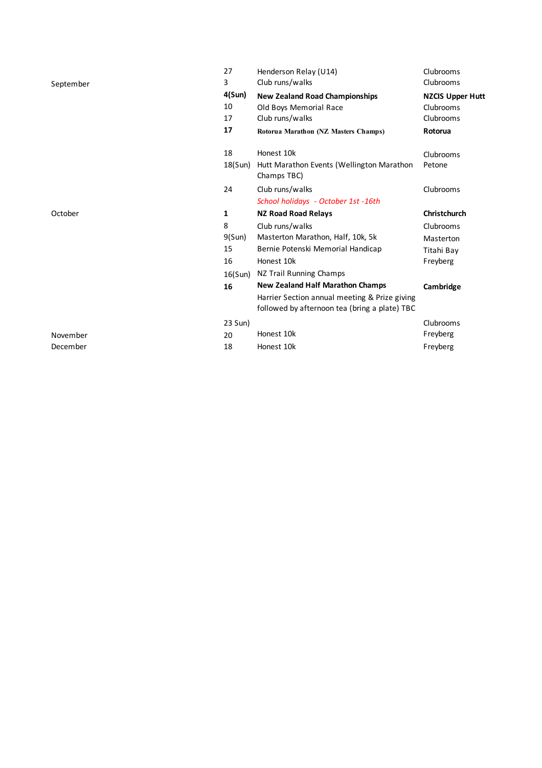| | | | |
|---|---|---|---|
| | 27 | Henderson Relay (U14) | Clubrooms |
| September | 3 | Club runs/walks | Clubrooms |
| | **4(Sun)** | **New Zealand Road Championships** | **NZCIS Upper Hutt** |
| | 10 | Old Boys Memorial Race | Clubrooms |
| | 17 | Club runs/walks | Clubrooms |
| | **17** | **Rotorua Marathon (NZ Masters Champs)** | **Rotorua** |
| | 18 | Honest 10k | Clubrooms |
| | 18(Sun) | Hutt Marathon Events (Wellington Marathon Champs TBC) | Petone |
| | 24 | Club runs/walks | Clubrooms |
| | | *School holidays - October 1st -16th* | |
| October | **1** | **NZ Road Road Relays** | **Christchurch** |
| | 8 | Club runs/walks | Clubrooms |
| | 9(Sun) | Masterton Marathon, Half, 10k, 5k | Masterton |
| | 15 | Bernie Potenski Memorial Handicap | Titahi Bay |
| | 16 | Honest 10k | Freyberg |
| | 16(Sun) | NZ Trail Running Champs | |
| | **16** | **New Zealand Half Marathon Champs** | **Cambridge** |
| | 23 Sun) | Harrier Section annual meeting & Prize giving followed by afternoon tea (bring a plate) TBC | Clubrooms |
| November | 20 | Honest 10k | Freyberg |
| December | 18 | Honest 10k | Freyberg |